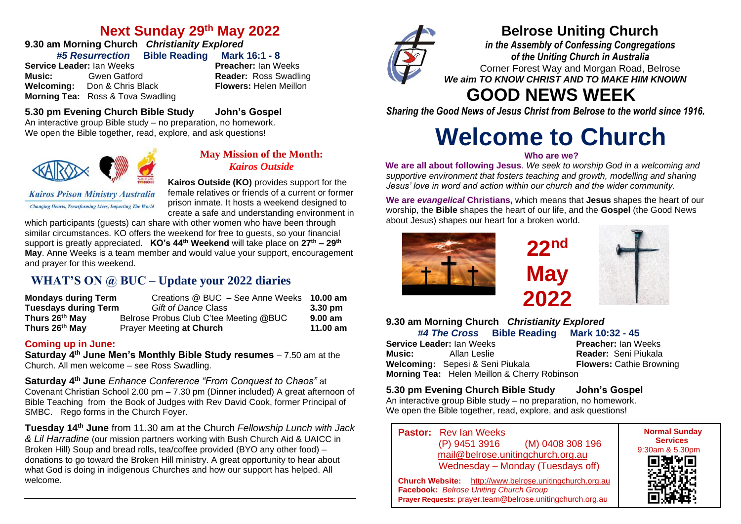# Next Sunday 29th May 2022

**9.30 am Morning Church** ***Christianity Explored***

***#5 Resurrection*** **Bible Reading** **Mark 16:1 - 8**

**Service Leader:** Ian Weeks
**Preacher:** Ian Weeks
**Music:** Gwen Gatford
**Reader:** Ross Swadling
**Welcoming:** Don & Chris Black
**Flowers:** Helen Meillon
**Morning Tea:** Ross & Tova Swadling

**5.30 pm Evening Church Bible Study** **John's Gospel**

An interactive group Bible study – no preparation, no homework. We open the Bible together, read, explore, and ask questions!

Kairos Prison Ministry Australia
Changing Hearts, Transforming Lives, Impacting The World

## May Mission of the Month: *Kairos Outside*

**Kairos Outside (KO)** provides support for the female relatives or friends of a current or former prison inmate. It hosts a weekend designed to create a safe and understanding environment in which participants (guests) can share with other women who have been through similar circumstances. KO offers the weekend for free to guests, so your financial support is greatly appreciated. **KO's 44th Weekend** will take place on **27th – 29th May**. Anne Weeks is a team member and would value your support, encouragement and prayer for this weekend.

## WHAT'S ON @ BUC – Update your 2022 diaries

| | | |
|---|---|---|
| **Mondays during Term** | Creations @ BUC – See Anne Weeks | **10.00 am** |
| **Tuesdays during Term** | *Gift of Dance* Class | **3.30 pm** |
| **Thurs 26th May** | Belrose Probus Club C'tee Meeting @BUC | **9.00 am** |
| **Thurs 26th May** | Prayer Meeting **at Church** | **11.00 am** |

### Coming up in June:

**Saturday 4th June Men's Monthly Bible Study resumes** – 7.50 am at the Church. All men welcome – see Ross Swadling.

**Saturday 4th June** *Enhance Conference "From Conquest to Chaos"* at Covenant Christian School 2.00 pm – 7.30 pm (Dinner included) A great afternoon of Bible Teaching from the Book of Judges with Rev David Cook, former Principal of SMBC. Rego forms in the Church Foyer.

**Tuesday 14th June** from 11.30 am at the Church *Fellowship Lunch with Jack & Lil Harradine* (our mission partners working with Bush Church Aid & UAICC in Broken Hill) Soup and bread rolls, tea/coffee provided (BYO any other food) – donations to go toward the Broken Hill ministry. A great opportunity to hear about what God is doing in indigenous Churches and how our support has helped. All welcome.

# Belrose Uniting Church

***in the Assembly of Confessing Congregations of the Uniting Church in Australia***

Corner Forest Way and Morgan Road, Belrose

***We aim TO KNOW CHRIST AND TO MAKE HIM KNOWN***

# GOOD NEWS WEEK

***Sharing the Good News of Jesus Christ from Belrose to the world since 1916.***

# Welcome to Church

**Who are we?**

**We are all about following Jesus**. *We seek to worship God in a welcoming and supportive environment that fosters teaching and growth, modelling and sharing Jesus' love in word and action within our church and the wider community.*

**We are *evangelical* Christians,** which means that **Jesus** shapes the heart of our worship, the **Bible** shapes the heart of our life, and the **Gospel** (the Good News about Jesus) shapes our heart for a broken world.

## 22nd May 2022

**9.30 am Morning Church** ***Christianity Explored***

***#4 The Cross*** **Bible Reading** **Mark 10:32 - 45**

**Service Leader:** Ian Weeks
**Preacher:** Ian Weeks
**Music:** Allan Leslie
**Reader:** Seni Piukala
**Welcoming:** Sepesi & Seni Piukala
**Flowers:** Cathie Browning
**Morning Tea:** Helen Meillon & Cherry Robinson

**5.30 pm Evening Church Bible Study** **John's Gospel**

An interactive group Bible study – no preparation, no homework. We open the Bible together, read, explore, and ask questions!

**Pastor:** Rev Ian Weeks
(P) 9451 3916 (M) 0408 308 196
mail@belrose.unitingchurch.org.au
Wednesday – Monday (Tuesdays off)

**Church Website:** http://www.belrose.unitingchurch.org.au
**Facebook:** *Belrose Uniting Church Group*
**Prayer Requests**: prayer.team@belrose.unitingchurch.org.au

**Normal Sunday Services**
9:30am & 5.30pm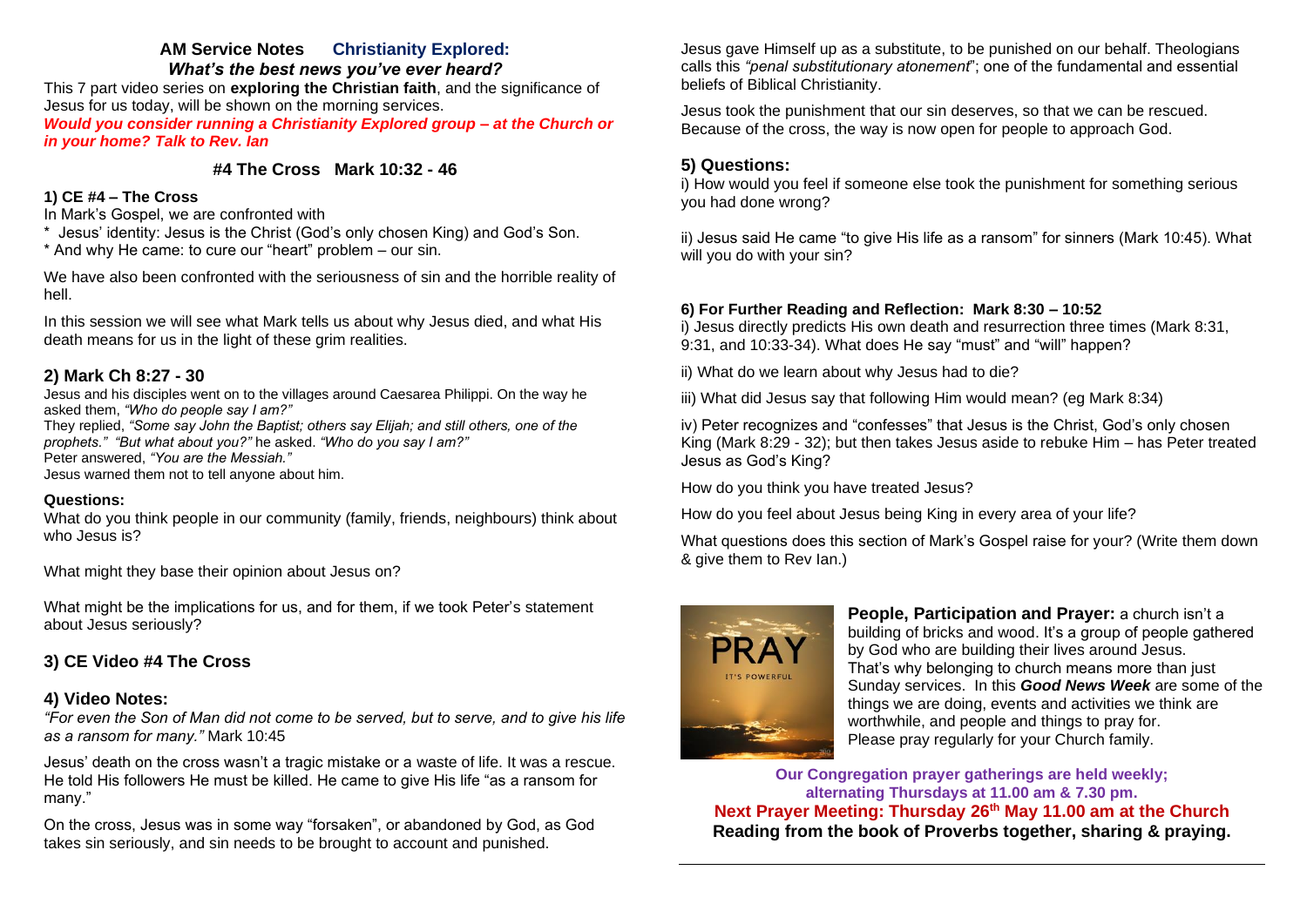## AM Service Notes **Christianity Explored:** *What's the best news you've ever heard?*

This 7 part video series on **exploring the Christian faith**, and the significance of Jesus for us today, will be shown on the morning services.

***Would you consider running a Christianity Explored group – at the Church or in your home? Talk to Rev. Ian***

### #4 The Cross Mark 10:32 - 46

#### 1) CE #4 – The Cross

In Mark's Gospel, we are confronted with

\* Jesus' identity: Jesus is the Christ (God's only chosen King) and God's Son.
\* And why He came: to cure our "heart" problem – our sin.

We have also been confronted with the seriousness of sin and the horrible reality of hell.

In this session we will see what Mark tells us about why Jesus died, and what His death means for us in the light of these grim realities.

### 2) Mark Ch 8:27 - 30

Jesus and his disciples went on to the villages around Caesarea Philippi. On the way he asked them, *"Who do people say I am?"*
They replied, *"Some say John the Baptist; others say Elijah; and still others, one of the prophets." "But what about you?"* he asked. *"Who do you say I am?"*
Peter answered, *"You are the Messiah."*
Jesus warned them not to tell anyone about him.

**Questions:**

What do you think people in our community (family, friends, neighbours) think about who Jesus is?

What might they base their opinion about Jesus on?

What might be the implications for us, and for them, if we took Peter's statement about Jesus seriously?

### 3) CE Video #4 The Cross

### 4) Video Notes:

*"For even the Son of Man did not come to be served, but to serve, and to give his life as a ransom for many."* Mark 10:45

Jesus' death on the cross wasn't a tragic mistake or a waste of life. It was a rescue. He told His followers He must be killed. He came to give His life "as a ransom for many."

On the cross, Jesus was in some way "forsaken", or abandoned by God, as God takes sin seriously, and sin needs to be brought to account and punished.

Jesus gave Himself up as a substitute, to be punished on our behalf. Theologians calls this *"penal substitutionary atonement*"; one of the fundamental and essential beliefs of Biblical Christianity.

Jesus took the punishment that our sin deserves, so that we can be rescued. Because of the cross, the way is now open for people to approach God.

### 5) Questions:

i) How would you feel if someone else took the punishment for something serious you had done wrong?

ii) Jesus said He came "to give His life as a ransom" for sinners (Mark 10:45). What will you do with your sin?

#### 6) For Further Reading and Reflection: Mark 8:30 – 10:52

i) Jesus directly predicts His own death and resurrection three times (Mark 8:31, 9:31, and 10:33-34). What does He say "must" and "will" happen?

ii) What do we learn about why Jesus had to die?

iii) What did Jesus say that following Him would mean? (eg Mark 8:34)

iv) Peter recognizes and "confesses" that Jesus is the Christ, God's only chosen King (Mark 8:29 - 32); but then takes Jesus aside to rebuke Him – has Peter treated Jesus as God's King?

How do you think you have treated Jesus?

How do you feel about Jesus being King in every area of your life?

What questions does this section of Mark's Gospel raise for your? (Write them down & give them to Rev Ian.)

PRAY
IT'S POWERFUL

**People, Participation and Prayer:** a church isn't a building of bricks and wood. It's a group of people gathered by God who are building their lives around Jesus. That's why belonging to church means more than just Sunday services. In this ***Good News Week*** are some of the things we are doing, events and activities we think are worthwhile, and people and things to pray for. Please pray regularly for your Church family.

**Our Congregation prayer gatherings are held weekly; alternating Thursdays at 11.00 am & 7.30 pm.**
**Next Prayer Meeting: Thursday 26th May 11.00 am at the Church**
**Reading from the book of Proverbs together, sharing & praying.**